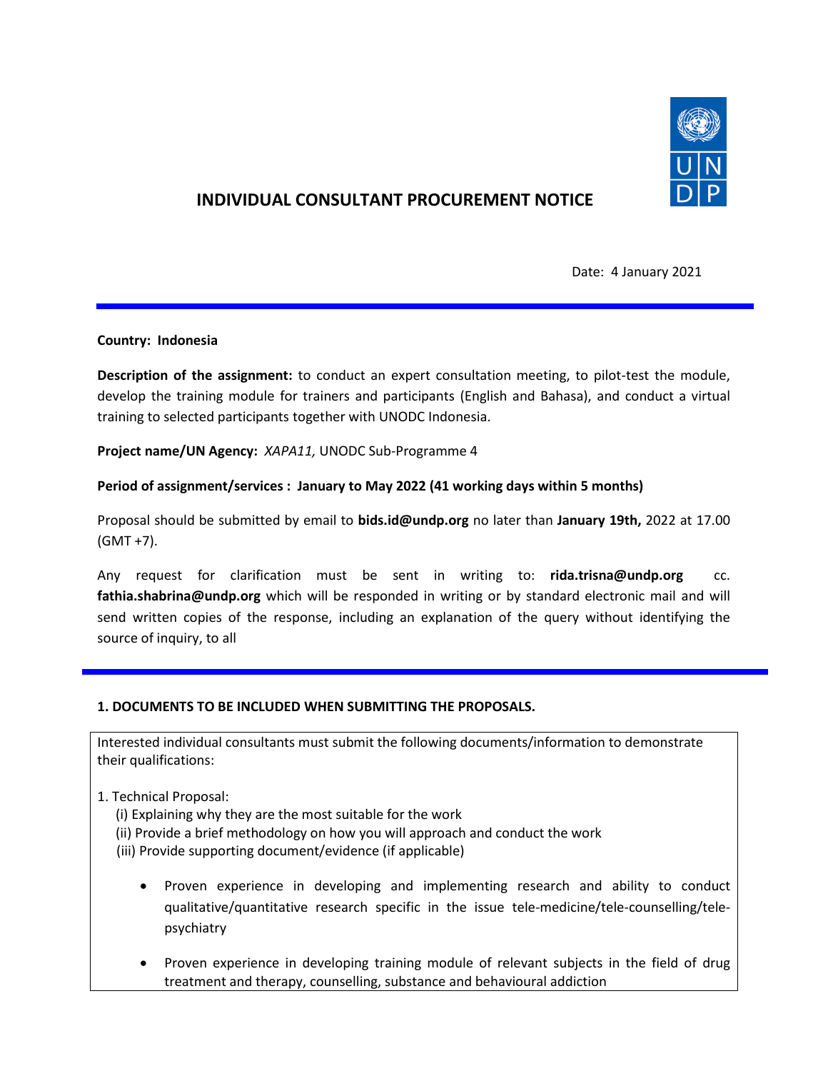# INDIVIDUAL CONSULTANT PROCUREMENT NOTICE

Date: 4 January 2021

**Country: Indonesia**

**Description of the assignment:** to conduct an expert consultation meeting, to pilot-test the module, develop the training module for trainers and participants (English and Bahasa), and conduct a virtual training to selected participants together with UNODC Indonesia.

**Project name/UN Agency:** *XAPA11,* UNODC Sub-Programme 4

**Period of assignment/services : January to May 2022 (41 working days within 5 months)**

Proposal should be submitted by email to **bids.id@undp.org** no later than **January 19th,** 2022 at 17.00 (GMT +7).

Any request for clarification must be sent in writing to: **rida.trisna@undp.org** cc. **fathia.shabrina@undp.org** which will be responded in writing or by standard electronic mail and will send written copies of the response, including an explanation of the query without identifying the source of inquiry, to all

## 1. DOCUMENTS TO BE INCLUDED WHEN SUBMITTING THE PROPOSALS.

Interested individual consultants must submit the following documents/information to demonstrate their qualifications:

1. Technical Proposal:
   - (i) Explaining why they are the most suitable for the work
   - (ii) Provide a brief methodology on how you will approach and conduct the work
   - (iii) Provide supporting document/evidence (if applicable)

     - Proven experience in developing and implementing research and ability to conduct qualitative/quantitative research specific in the issue tele-medicine/tele-counselling/tele-psychiatry
     - Proven experience in developing training module of relevant subjects in the field of drug treatment and therapy, counselling, substance and behavioural addiction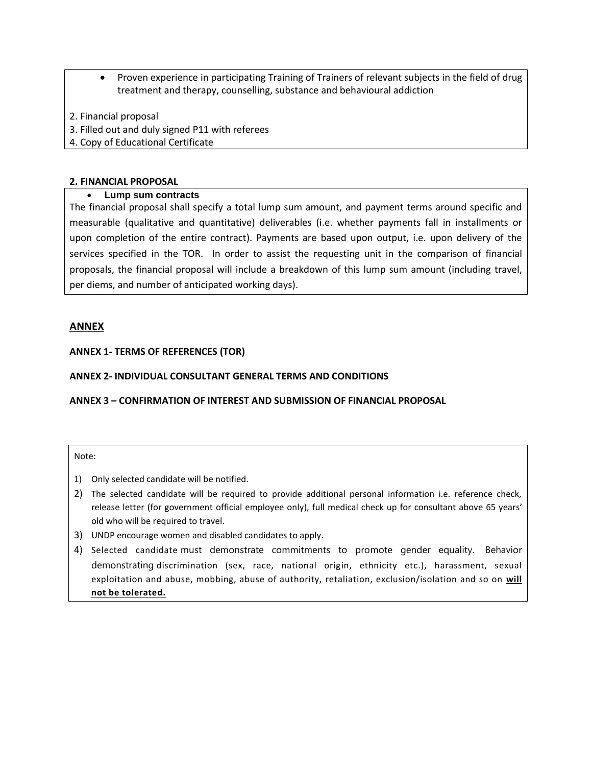- Proven experience in participating Training of Trainers of relevant subjects in the field of drug treatment and therapy, counselling, substance and behavioural addiction

2. Financial proposal
3. Filled out and duly signed P11 with referees
4. Copy of Educational Certificate

**2. FINANCIAL PROPOSAL**

- **Lump sum contracts**

The financial proposal shall specify a total lump sum amount, and payment terms around specific and measurable (qualitative and quantitative) deliverables (i.e. whether payments fall in installments or upon completion of the entire contract). Payments are based upon output, i.e. upon delivery of the services specified in the TOR. In order to assist the requesting unit in the comparison of financial proposals, the financial proposal will include a breakdown of this lump sum amount (including travel, per diems, and number of anticipated working days).

## ANNEX

**ANNEX 1- TERMS OF REFERENCES (TOR)**

**ANNEX 2- INDIVIDUAL CONSULTANT GENERAL TERMS AND CONDITIONS**

**ANNEX 3 – CONFIRMATION OF INTEREST AND SUBMISSION OF FINANCIAL PROPOSAL**

Note:

1) Only selected candidate will be notified.
2) The selected candidate will be required to provide additional personal information i.e. reference check, release letter (for government official employee only), full medical check up for consultant above 65 years' old who will be required to travel.
3) UNDP encourage women and disabled candidates to apply.
4) Selected candidate must demonstrate commitments to promote gender equality. Behavior demonstrating discrimination (sex, race, national origin, ethnicity etc.), harassment, sexual exploitation and abuse, mobbing, abuse of authority, retaliation, exclusion/isolation and so on **will not be tolerated.**